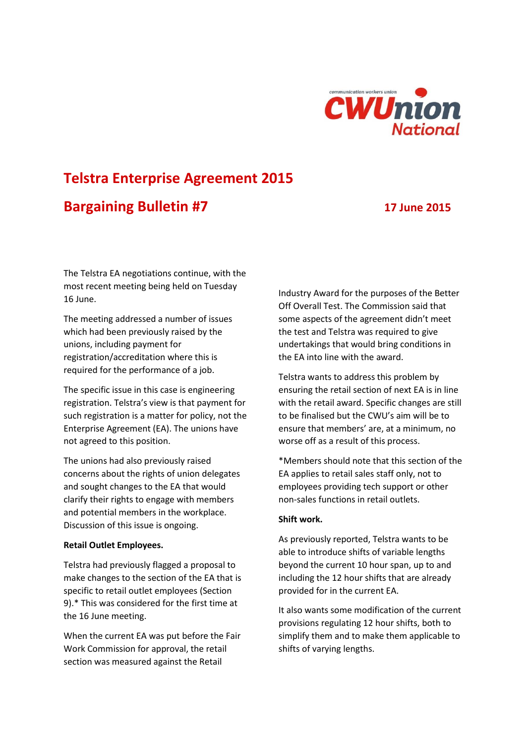communication workers union

**CWUnion National**

# Telstra Enterprise Agreement 2015

## Bargaining Bulletin #7

**17 June 2015**

The Telstra EA negotiations continue, with the most recent meeting being held on Tuesday 16 June.

The meeting addressed a number of issues which had been previously raised by the unions, including payment for registration/accreditation where this is required for the performance of a job.

The specific issue in this case is engineering registration. Telstra's view is that payment for such registration is a matter for policy, not the Enterprise Agreement (EA). The unions have not agreed to this position.

The unions had also previously raised concerns about the rights of union delegates and sought changes to the EA that would clarify their rights to engage with members and potential members in the workplace. Discussion of this issue is ongoing.

**Retail Outlet Employees.**

Telstra had previously flagged a proposal to make changes to the section of the EA that is specific to retail outlet employees (Section 9).* This was considered for the first time at the 16 June meeting.

When the current EA was put before the Fair Work Commission for approval, the retail section was measured against the Retail Industry Award for the purposes of the Better Off Overall Test. The Commission said that some aspects of the agreement didn't meet the test and Telstra was required to give undertakings that would bring conditions in the EA into line with the award.

Telstra wants to address this problem by ensuring the retail section of next EA is in line with the retail award. Specific changes are still to be finalised but the CWU's aim will be to ensure that members' are, at a minimum, no worse off as a result of this process.

*Members should note that this section of the EA applies to retail sales staff only, not to employees providing tech support or other non-sales functions in retail outlets.

**Shift work.**

As previously reported, Telstra wants to be able to introduce shifts of variable lengths beyond the current 10 hour span, up to and including the 12 hour shifts that are already provided for in the current EA.

It also wants some modification of the current provisions regulating 12 hour shifts, both to simplify them and to make them applicable to shifts of varying lengths.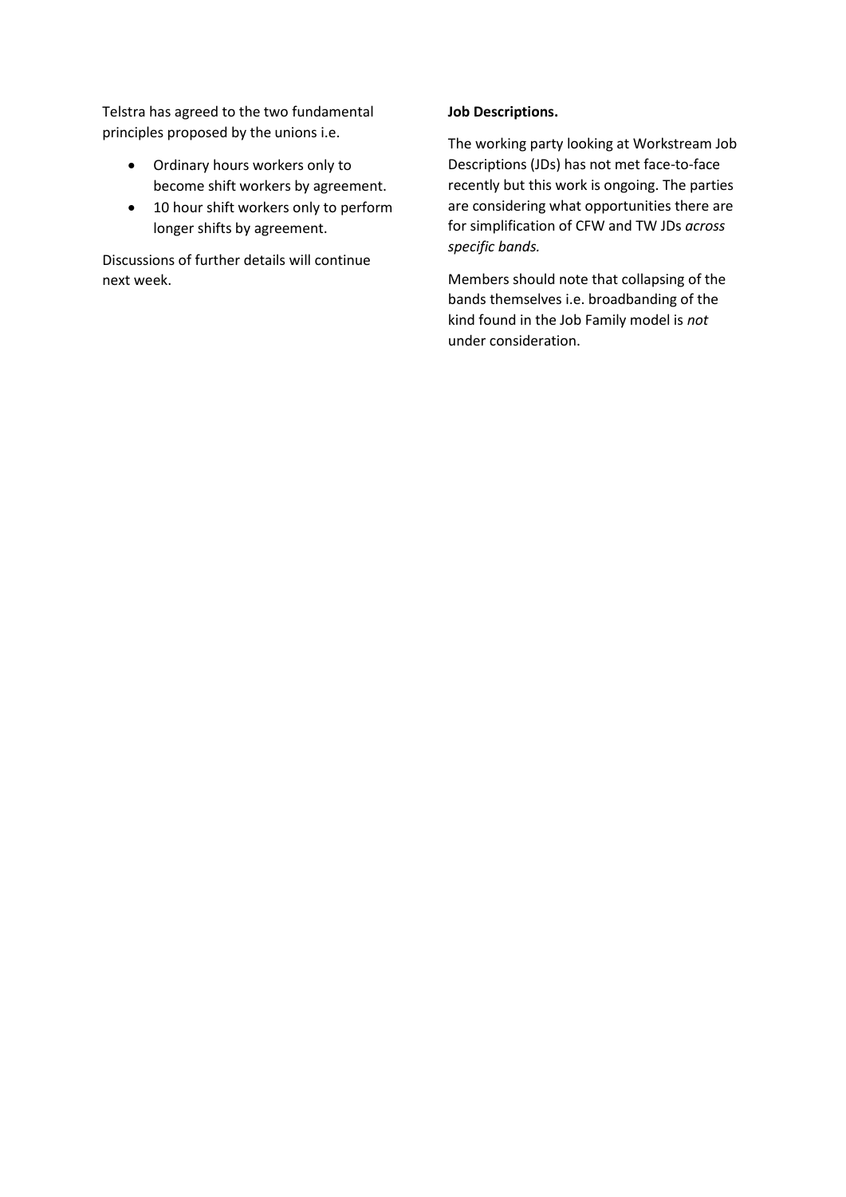Telstra has agreed to the two fundamental principles proposed by the unions i.e.

- Ordinary hours workers only to become shift workers by agreement.
- 10 hour shift workers only to perform longer shifts by agreement.

Discussions of further details will continue next week.

**Job Descriptions.**

The working party looking at Workstream Job Descriptions (JDs) has not met face-to-face recently but this work is ongoing. The parties are considering what opportunities there are for simplification of CFW and TW JDs *across specific bands.*

Members should note that collapsing of the bands themselves i.e. broadbanding of the kind found in the Job Family model is *not* under consideration.